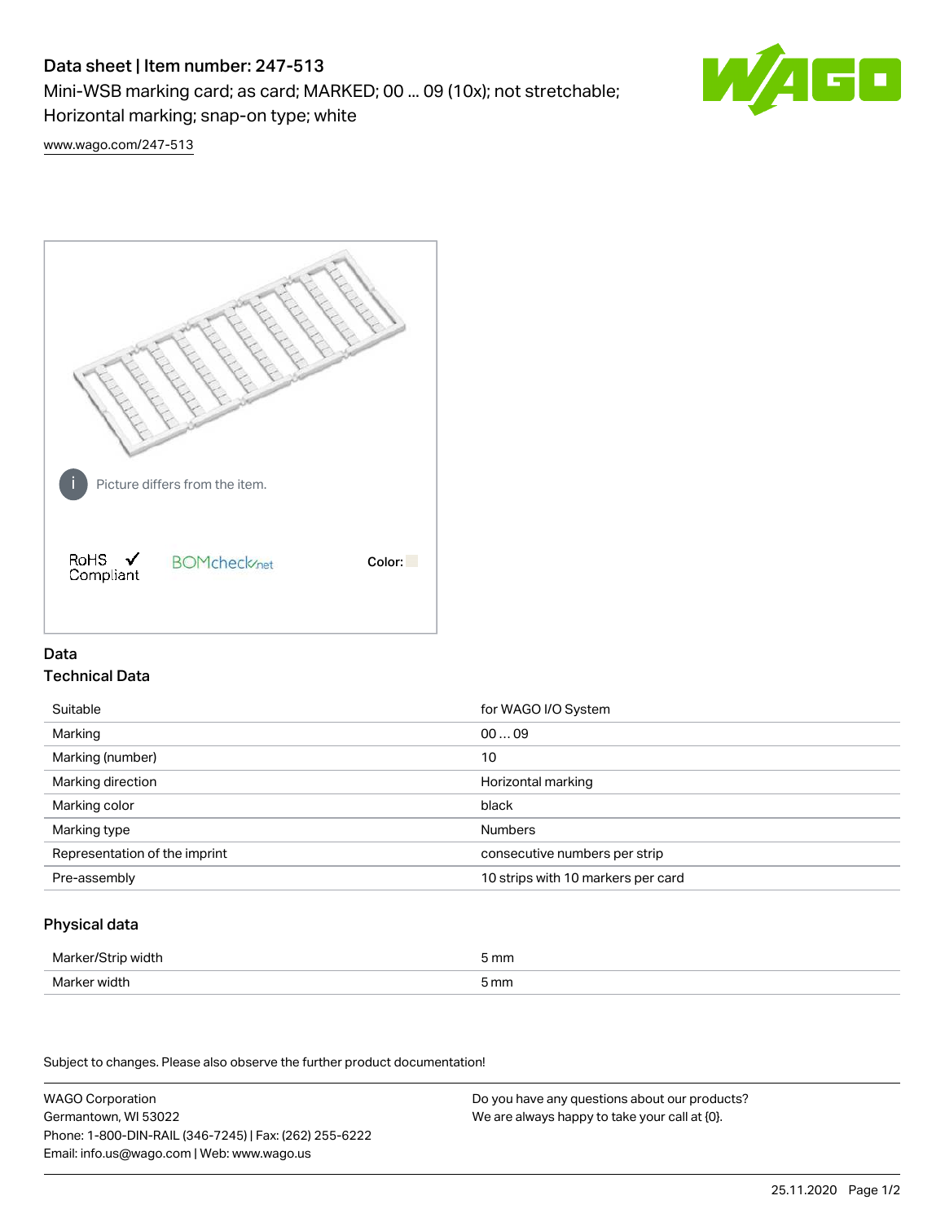# Data sheet | Item number: 247-513

Mini-WSB marking card; as card; MARKED; 00 ... 09 (10x); not stretchable; Horizontal marking; snap-on type; white

www.wago.com/247-513

Picture differs from the item.

RoHS ✓ Compliant

BOMcheck.net

Color:

## Data

### Technical Data

| | |
|---|---|
| Suitable | for WAGO I/O System |
| Marking | 00 … 09 |
| Marking (number) | 10 |
| Marking direction | Horizontal marking |
| Marking color | black |
| Marking type | Numbers |
| Representation of the imprint | consecutive numbers per strip |
| Pre-assembly | 10 strips with 10 markers per card |

### Physical data

| | |
|---|---|
| Marker/Strip width | 5 mm |
| Marker width | 5 mm |

Subject to changes. Please also observe the further product documentation!

WAGO Corporation
Germantown, WI 53022
Phone: 1-800-DIN-RAIL (346-7245) | Fax: (262) 255-6222
Email: info.us@wago.com | Web: www.wago.us

Do you have any questions about our products?
We are always happy to take your call at {0}.

25.11.2020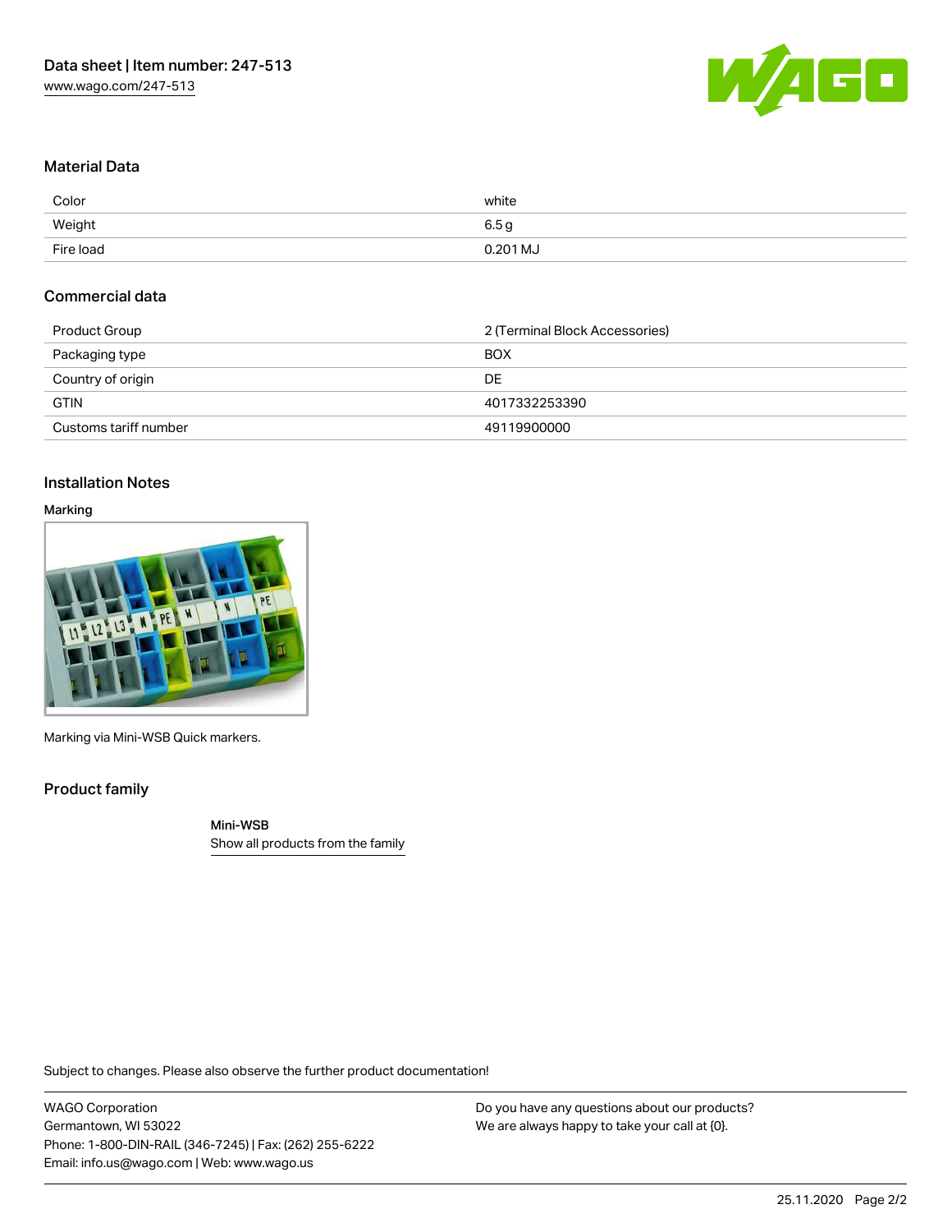## Material Data

| | |
|---|---|
| Color | white |
| Weight | 6.5 g |
| Fire load | 0.201 MJ |

## Commercial data

| | |
|---|---|
| Product Group | 2 (Terminal Block Accessories) |
| Packaging type | BOX |
| Country of origin | DE |
| GTIN | 4017332253390 |
| Customs tariff number | 49119900000 |

## Installation Notes

### Marking

Marking via Mini-WSB Quick markers.

## Product family

Mini-WSB
Show all products from the family

Subject to changes. Please also observe the further product documentation!

WAGO Corporation
Germantown, WI 53022
Phone: 1-800-DIN-RAIL (346-7245) | Fax: (262) 255-6222
Email: info.us@wago.com | Web: www.wago.us

Do you have any questions about our products?
We are always happy to take your call at {0}.